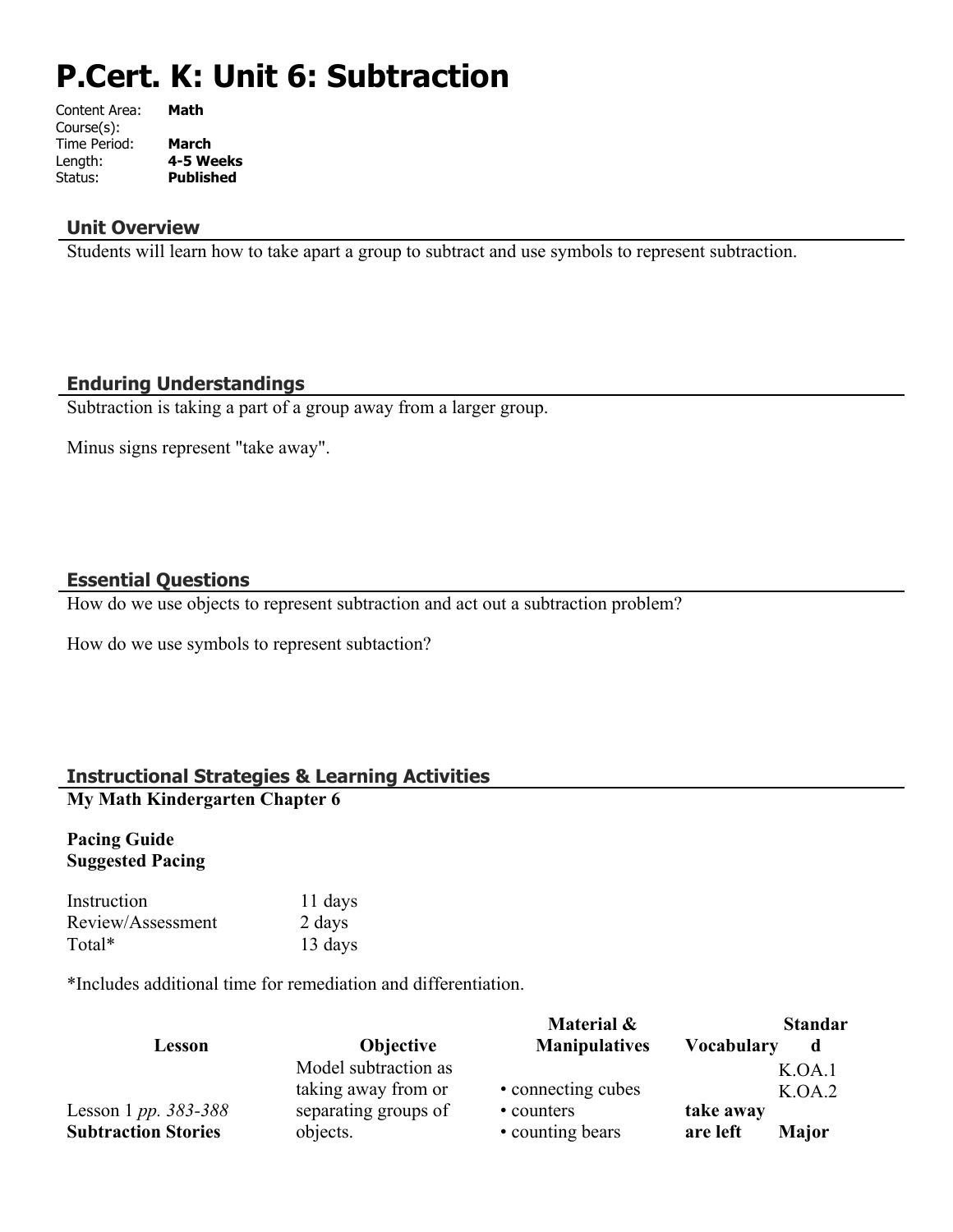# P.Cert. K: Unit 6: Subtraction

Content Area: **Math**
Course(s):
Time Period: **March**
Length: **4-5 Weeks**
Status: **Published**

## Unit Overview

Students will learn how to take apart a group to subtract and use symbols to represent subtraction.

## Enduring Understandings

Subtraction is taking a part of a group away from a larger group.

Minus signs represent "take away".

## Essential Questions

How do we use objects to represent subtraction and act out a subtraction problem?

How do we use symbols to represent subtaction?

## Instructional Strategies & Learning Activities

**My Math Kindergarten Chapter 6**

**Pacing Guide**
**Suggested Pacing**

| | |
|---|---|
| Instruction | 11 days |
| Review/Assessment | 2 days |
| Total* | 13 days |

*Includes additional time for remediation and differentiation.

| Lesson | Objective | Material & Manipulatives | Vocabulary | Standard |
|---|---|---|---|---|
| Lesson 1 *pp. 383-388* **Subtraction Stories** | Model subtraction as taking away from or separating groups of objects. | • connecting cubes • counters • counting bears | **take away are left** | K.OA.1 K.OA.2 **Major** |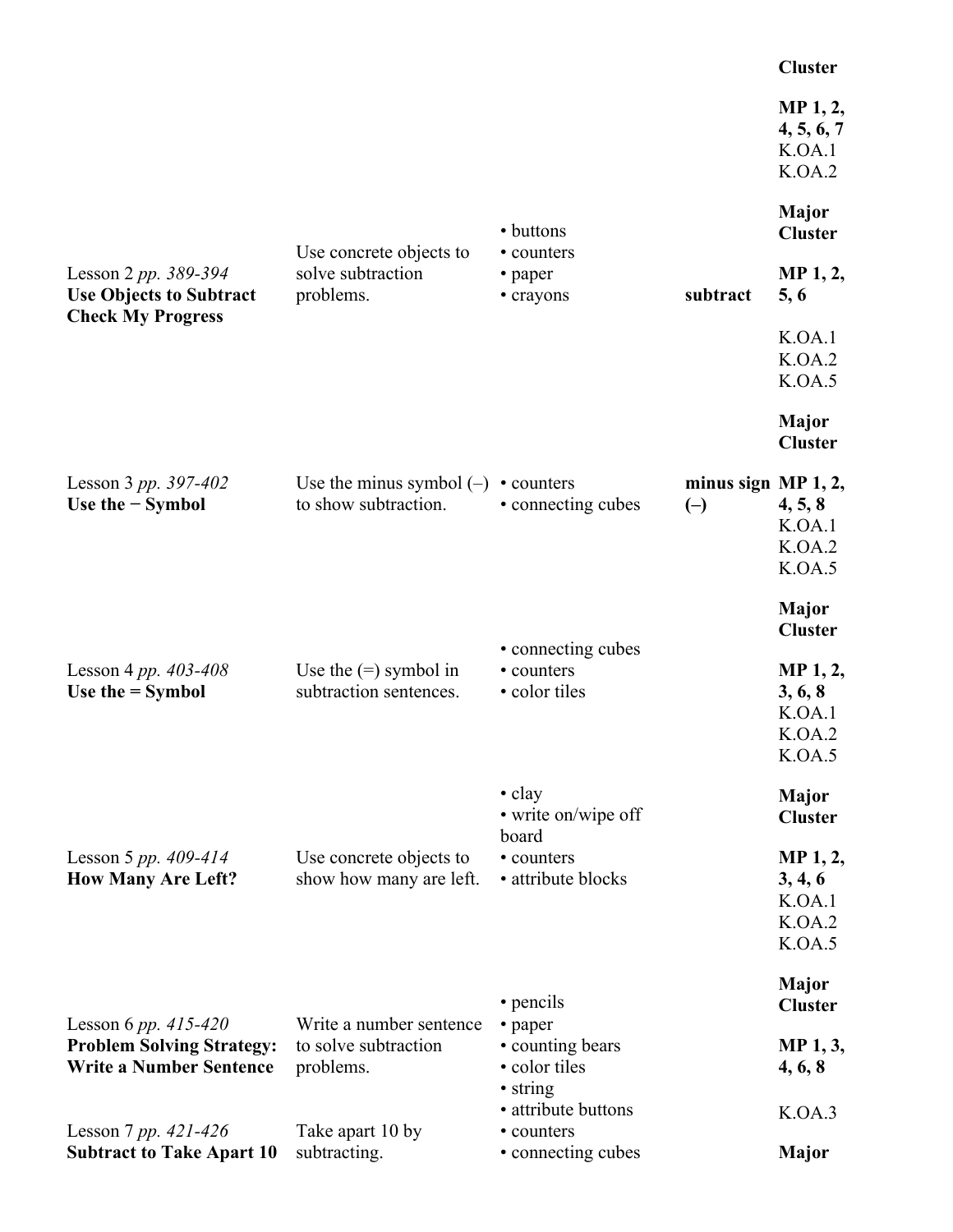| | | | | |
|---|---|---|---|---|
| | | | | Cluster<br><br>**MP 1, 2, 4, 5, 6, 7**<br>K.OA.1<br>K.OA.2 |
| Lesson 2 *pp. 389-394*<br>**Use Objects to Subtract**<br>**Check My Progress** | Use concrete objects to solve subtraction problems. | • buttons<br>• counters<br>• paper<br>• crayons | **subtract** | **Major Cluster**<br><br>**MP 1, 2, 5, 6**<br><br>K.OA.1<br>K.OA.2<br>K.OA.5 |
| Lesson 3 *pp. 397-402*<br>**Use the − Symbol** | Use the minus symbol (–) to show subtraction. | • counters<br>• connecting cubes | **minus sign (–)** | **Major Cluster**<br><br>**MP 1, 2, 4, 5, 8**<br>K.OA.1<br>K.OA.2<br>K.OA.5 |
| Lesson 4 *pp. 403-408*<br>**Use the = Symbol** | Use the (=) symbol in subtraction sentences. | • connecting cubes<br>• counters<br>• color tiles | | **Major Cluster**<br><br>**MP 1, 2, 3, 6, 8**<br>K.OA.1<br>K.OA.2<br>K.OA.5 |
| Lesson 5 *pp. 409-414*<br>**How Many Are Left?** | Use concrete objects to show how many are left. | • clay<br>• write on/wipe off board<br>• counters<br>• attribute blocks | | **Major Cluster**<br><br>**MP 1, 2, 3, 4, 6**<br>K.OA.1<br>K.OA.2<br>K.OA.5 |
| Lesson 6 *pp. 415-420*<br>**Problem Solving Strategy: Write a Number Sentence** | Write a number sentence to solve subtraction problems. | • pencils<br>• paper<br>• counting bears<br>• color tiles<br>• string<br>• attribute buttons | | **Major Cluster**<br><br>**MP 1, 3, 4, 6, 8**<br><br>K.OA.3 |
| Lesson 7 *pp. 421-426*<br>**Subtract to Take Apart 10** | Take apart 10 by subtracting. | • counters<br>• connecting cubes | | **Major** |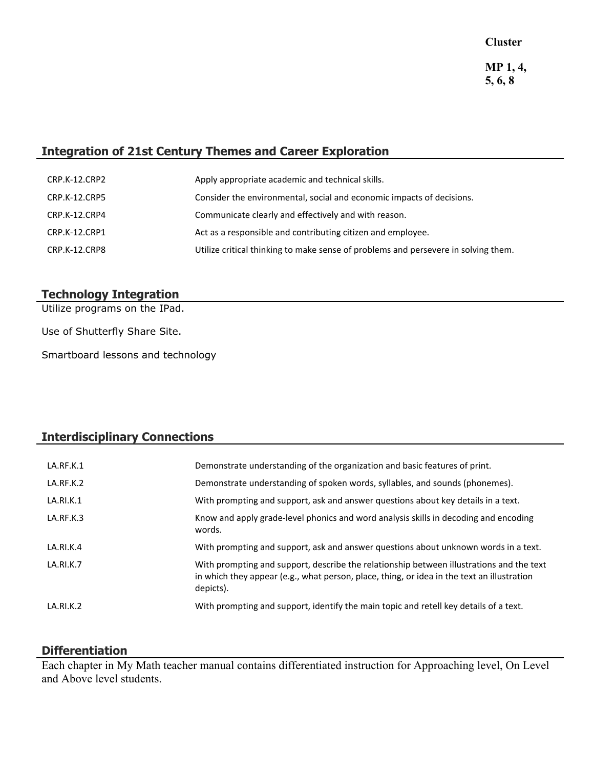**Cluster**

**MP 1, 4, 5, 6, 8**

## Integration of 21st Century Themes and Career Exploration

| | |
|---|---|
| CRP.K-12.CRP2 | Apply appropriate academic and technical skills. |
| CRP.K-12.CRP5 | Consider the environmental, social and economic impacts of decisions. |
| CRP.K-12.CRP4 | Communicate clearly and effectively and with reason. |
| CRP.K-12.CRP1 | Act as a responsible and contributing citizen and employee. |
| CRP.K-12.CRP8 | Utilize critical thinking to make sense of problems and persevere in solving them. |

## Technology Integration

Utilize programs on the IPad.

Use of Shutterfly Share Site.

Smartboard lessons and technology

## Interdisciplinary Connections

| | |
|---|---|
| LA.RF.K.1 | Demonstrate understanding of the organization and basic features of print. |
| LA.RF.K.2 | Demonstrate understanding of spoken words, syllables, and sounds (phonemes). |
| LA.RI.K.1 | With prompting and support, ask and answer questions about key details in a text. |
| LA.RF.K.3 | Know and apply grade-level phonics and word analysis skills in decoding and encoding words. |
| LA.RI.K.4 | With prompting and support, ask and answer questions about unknown words in a text. |
| LA.RI.K.7 | With prompting and support, describe the relationship between illustrations and the text in which they appear (e.g., what person, place, thing, or idea in the text an illustration depicts). |
| LA.RI.K.2 | With prompting and support, identify the main topic and retell key details of a text. |

## Differentiation

Each chapter in My Math teacher manual contains differentiated instruction for Approaching level, On Level and Above level students.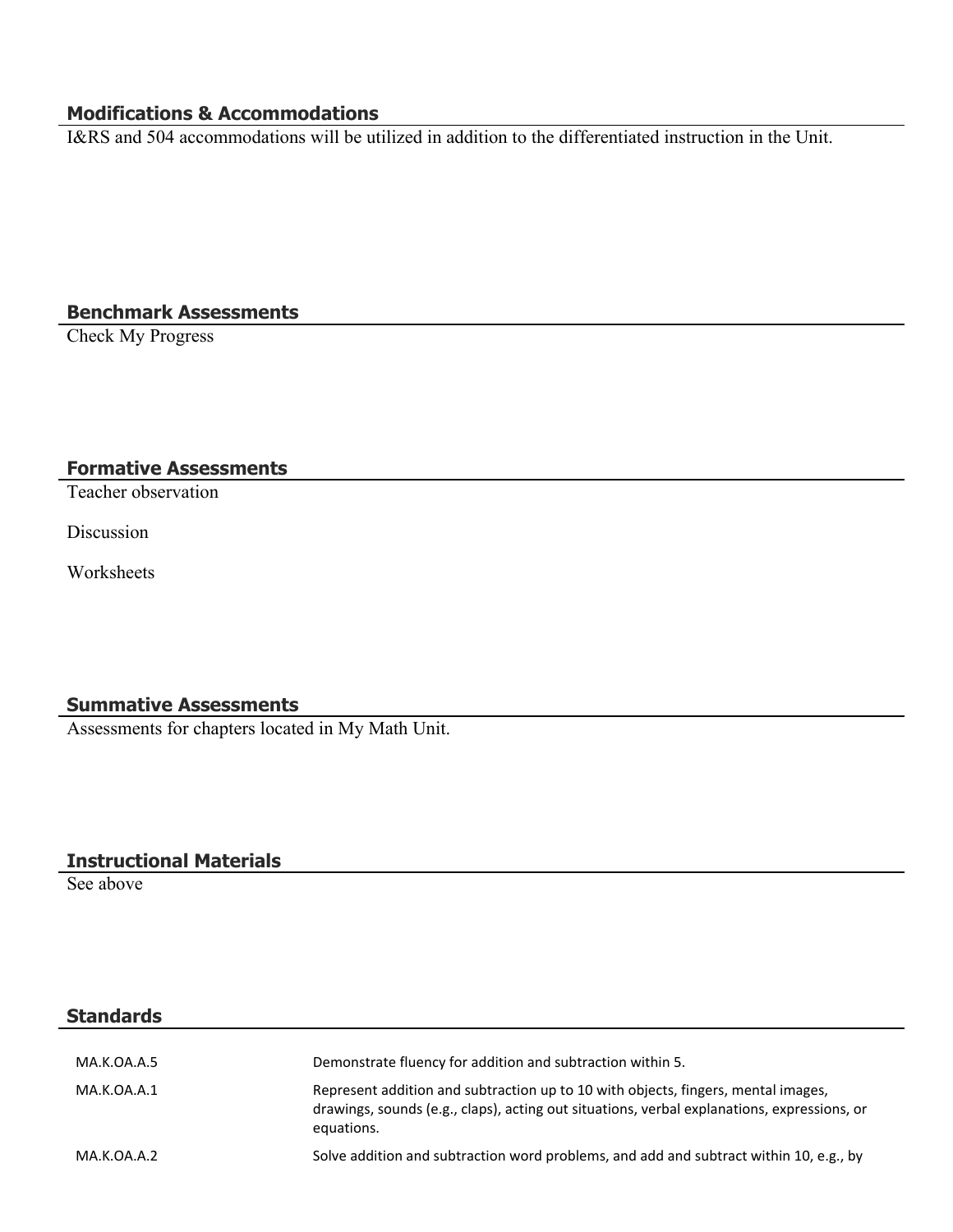## Modifications & Accommodations

I&RS and 504 accommodations will be utilized in addition to the differentiated instruction in the Unit.

## Benchmark Assessments

Check My Progress

## Formative Assessments

Teacher observation

Discussion

Worksheets

## Summative Assessments

Assessments for chapters located in My Math Unit.

## Instructional Materials

See above

## Standards

| | |
|---|---|
| MA.K.OA.A.5 | Demonstrate fluency for addition and subtraction within 5. |
| MA.K.OA.A.1 | Represent addition and subtraction up to 10 with objects, fingers, mental images, drawings, sounds (e.g., claps), acting out situations, verbal explanations, expressions, or equations. |
| MA.K.OA.A.2 | Solve addition and subtraction word problems, and add and subtract within 10, e.g., by |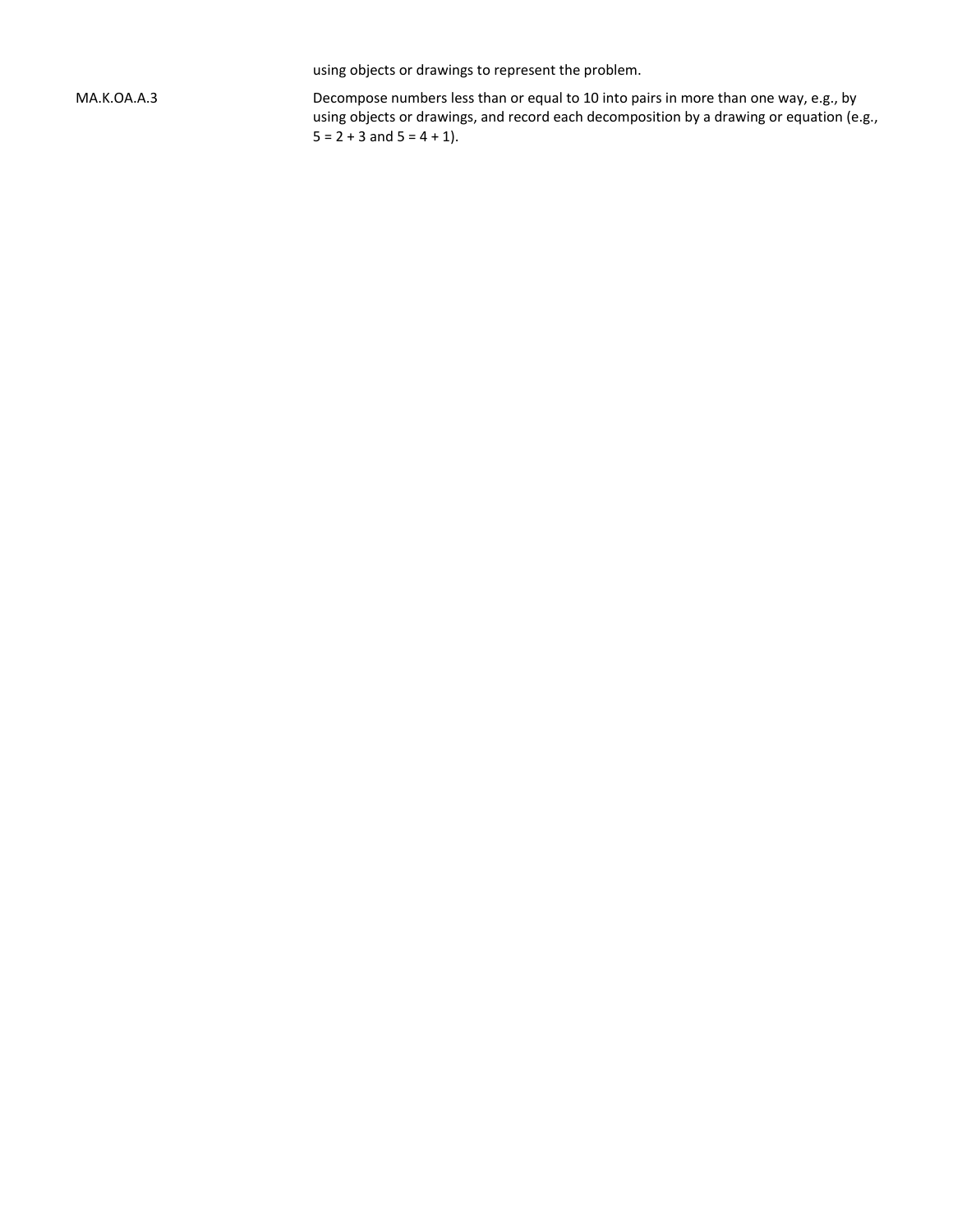| | |
|---|---|
| | using objects or drawings to represent the problem. |
| MA.K.OA.A.3 | Decompose numbers less than or equal to 10 into pairs in more than one way, e.g., by using objects or drawings, and record each decomposition by a drawing or equation (e.g., $5 = 2 + 3$ and $5 = 4 + 1$). |